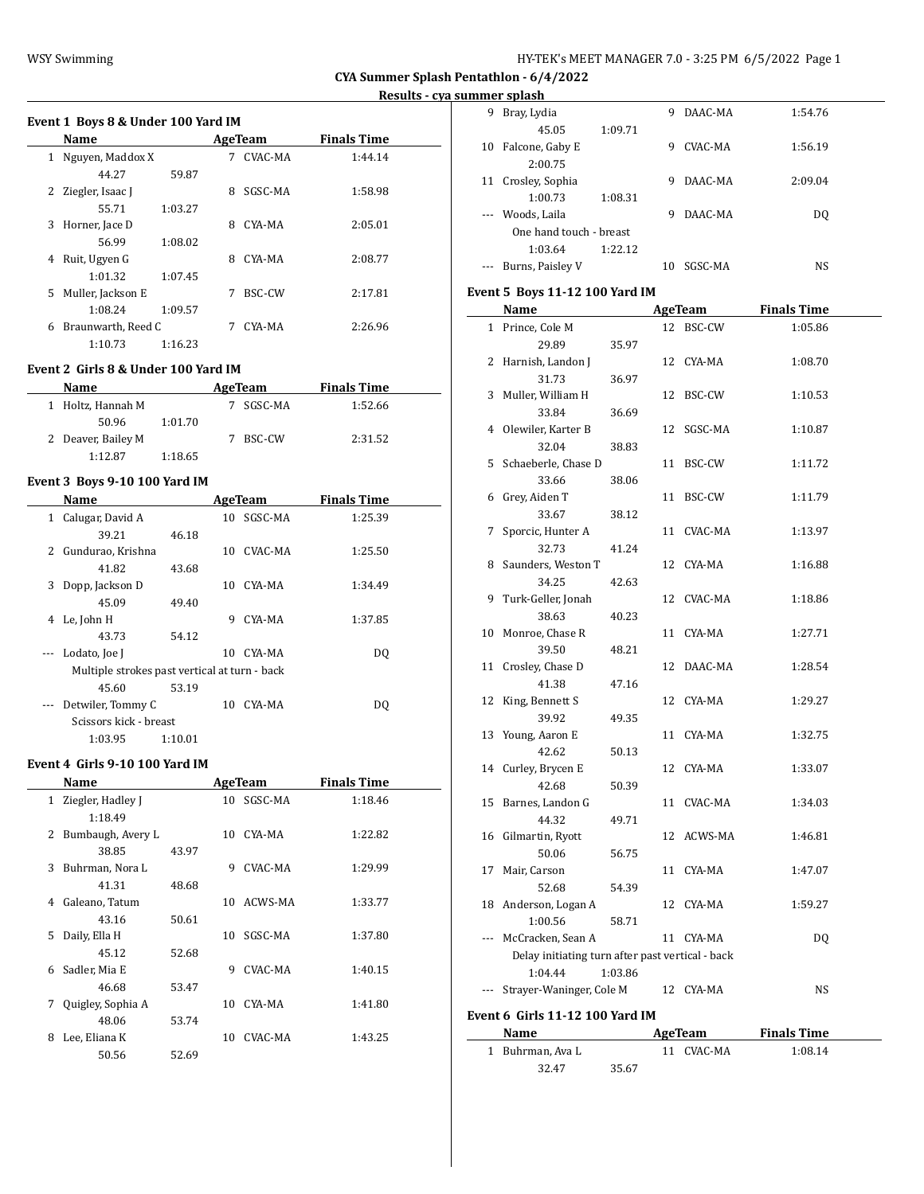# CYA Summer Splash Pentathlon - 6/4/2022

## Results - cya summer splash

### Event 1 Boys 8 & Under 100 Yard IM

| | Name | Age | Team | Finals Time |
|---|---|---|---|---|
| 1 | Nguyen, Maddox X | 7 | CVAC-MA | 1:44.14 |
| | 44.27 59.87 | | | |
| 2 | Ziegler, Isaac J | 8 | SGSC-MA | 1:58.98 |
| | 55.71 1:03.27 | | | |
| 3 | Horner, Jace D | 8 | CYA-MA | 2:05.01 |
| | 56.99 1:08.02 | | | |
| 4 | Ruit, Ugyen G | 8 | CYA-MA | 2:08.77 |
| | 1:01.32 1:07.45 | | | |
| 5 | Muller, Jackson E | 7 | BSC-CW | 2:17.81 |
| | 1:08.24 1:09.57 | | | |
| 6 | Braunwarth, Reed C | 7 | CYA-MA | 2:26.96 |
| | 1:10.73 1:16.23 | | | |

### Event 2 Girls 8 & Under 100 Yard IM

| | Name | Age | Team | Finals Time |
|---|---|---|---|---|
| 1 | Holtz, Hannah M | 7 | SGSC-MA | 1:52.66 |
| | 50.96 1:01.70 | | | |
| 2 | Deaver, Bailey M | 7 | BSC-CW | 2:31.52 |
| | 1:12.87 1:18.65 | | | |

### Event 3 Boys 9-10 100 Yard IM

| | Name | Age | Team | Finals Time |
|---|---|---|---|---|
| 1 | Calugar, David A | 10 | SGSC-MA | 1:25.39 |
| | 39.21 46.18 | | | |
| 2 | Gundurao, Krishna | 10 | CVAC-MA | 1:25.50 |
| | 41.82 43.68 | | | |
| 3 | Dopp, Jackson D | 10 | CYA-MA | 1:34.49 |
| | 45.09 49.40 | | | |
| 4 | Le, John H | 9 | CYA-MA | 1:37.85 |
| | 43.73 54.12 | | | |
| --- | Lodato, Joe J | 10 | CYA-MA | DQ |
| | Multiple strokes past vertical at turn - back | | | |
| | 45.60 53.19 | | | |
| --- | Detwiler, Tommy C | 10 | CYA-MA | DQ |
| | Scissors kick - breast | | | |
| | 1:03.95 1:10.01 | | | |

### Event 4 Girls 9-10 100 Yard IM

| | Name | Age | Team | Finals Time |
|---|---|---|---|---|
| 1 | Ziegler, Hadley J | 10 | SGSC-MA | 1:18.46 |
| | 1:18.49 | | | |
| 2 | Bumbaugh, Avery L | 10 | CYA-MA | 1:22.82 |
| | 38.85 43.97 | | | |
| 3 | Buhrman, Nora L | 9 | CVAC-MA | 1:29.99 |
| | 41.31 48.68 | | | |
| 4 | Galeano, Tatum | 10 | ACWS-MA | 1:33.77 |
| | 43.16 50.61 | | | |
| 5 | Daily, Ella H | 10 | SGSC-MA | 1:37.80 |
| | 45.12 52.68 | | | |
| 6 | Sadler, Mia E | 9 | CVAC-MA | 1:40.15 |
| | 46.68 53.47 | | | |
| 7 | Quigley, Sophia A | 10 | CYA-MA | 1:41.80 |
| | 48.06 53.74 | | | |
| 8 | Lee, Eliana K | 10 | CVAC-MA | 1:43.25 |
| | 50.56 52.69 | | | |
| 9 | Bray, Lydia | 9 | DAAC-MA | 1:54.76 |
| | 45.05 1:09.71 | | | |
| 10 | Falcone, Gaby E | 9 | CVAC-MA | 1:56.19 |
| | 2:00.75 | | | |
| 11 | Crosley, Sophia | 9 | DAAC-MA | 2:09.04 |
| | 1:00.73 1:08.31 | | | |
| --- | Woods, Laila | 9 | DAAC-MA | DQ |
| | One hand touch - breast | | | |
| | 1:03.64 1:22.12 | | | |
| --- | Burns, Paisley V | 10 | SGSC-MA | NS |

### Event 5 Boys 11-12 100 Yard IM

| | Name | Age | Team | Finals Time |
|---|---|---|---|---|
| 1 | Prince, Cole M | 12 | BSC-CW | 1:05.86 |
| | 29.89 35.97 | | | |
| 2 | Harnish, Landon J | 12 | CYA-MA | 1:08.70 |
| | 31.73 36.97 | | | |
| 3 | Muller, William H | 12 | BSC-CW | 1:10.53 |
| | 33.84 36.69 | | | |
| 4 | Olewiler, Karter B | 12 | SGSC-MA | 1:10.87 |
| | 32.04 38.83 | | | |
| 5 | Schaeberle, Chase D | 11 | BSC-CW | 1:11.72 |
| | 33.66 38.06 | | | |
| 6 | Grey, Aiden T | 11 | BSC-CW | 1:11.79 |
| | 33.67 38.12 | | | |
| 7 | Sporcic, Hunter A | 11 | CVAC-MA | 1:13.97 |
| | 32.73 41.24 | | | |
| 8 | Saunders, Weston T | 12 | CYA-MA | 1:16.88 |
| | 34.25 42.63 | | | |
| 9 | Turk-Geller, Jonah | 12 | CVAC-MA | 1:18.86 |
| | 38.63 40.23 | | | |
| 10 | Monroe, Chase R | 11 | CYA-MA | 1:27.71 |
| | 39.50 48.21 | | | |
| 11 | Crosley, Chase D | 12 | DAAC-MA | 1:28.54 |
| | 41.38 47.16 | | | |
| 12 | King, Bennett S | 12 | CYA-MA | 1:29.27 |
| | 39.92 49.35 | | | |
| 13 | Young, Aaron E | 11 | CYA-MA | 1:32.75 |
| | 42.62 50.13 | | | |
| 14 | Curley, Brycen E | 12 | CYA-MA | 1:33.07 |
| | 42.68 50.39 | | | |
| 15 | Barnes, Landon G | 11 | CVAC-MA | 1:34.03 |
| | 44.32 49.71 | | | |
| 16 | Gilmartin, Ryott | 12 | ACWS-MA | 1:46.81 |
| | 50.06 56.75 | | | |
| 17 | Mair, Carson | 11 | CYA-MA | 1:47.07 |
| | 52.68 54.39 | | | |
| 18 | Anderson, Logan A | 12 | CYA-MA | 1:59.27 |
| | 1:00.56 58.71 | | | |
| --- | McCracken, Sean A | 11 | CYA-MA | DQ |
| | Delay initiating turn after past vertical - back | | | |
| | 1:04.44 1:03.86 | | | |
| --- | Strayer-Waninger, Cole M | 12 | CYA-MA | NS |

### Event 6 Girls 11-12 100 Yard IM

| | Name | Age | Team | Finals Time |
|---|---|---|---|---|
| 1 | Buhrman, Ava L | 11 | CVAC-MA | 1:08.14 |
| | 32.47 35.67 | | | |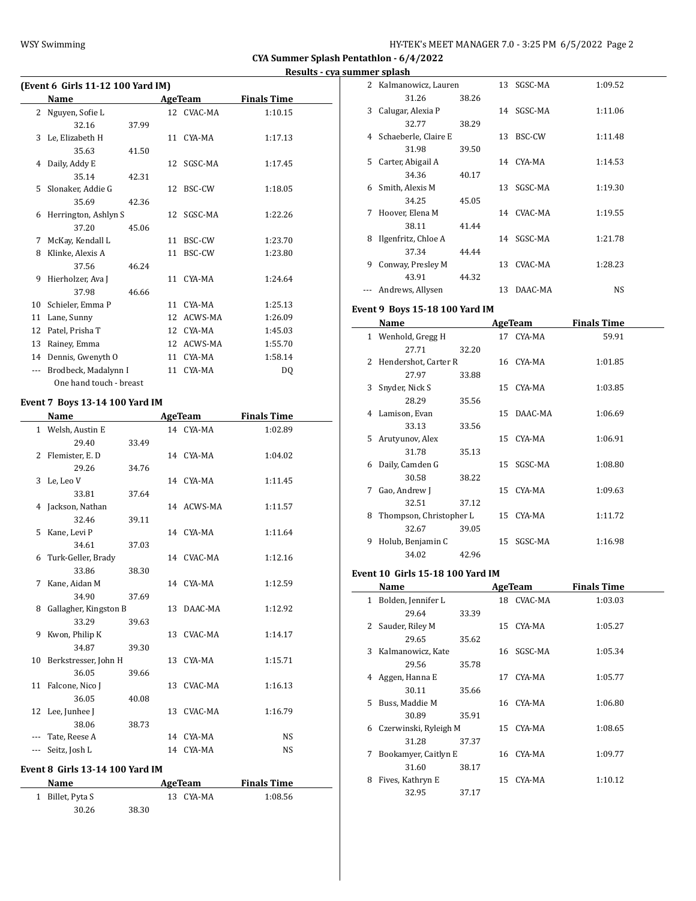**CYA Summer Splash Pentathlon - 6/4/2022**

**Results - cya summer splash**

### (Event 6 Girls 11-12 100 Yard IM)

| | Name | Age | Team | Finals Time |
|---|---|---|---|---|
| 2 | Nguyen, Sofie L | 12 | CVAC-MA | 1:10.15 |
| | 32.16 37.99 | | | |
| 3 | Le, Elizabeth H | 11 | CYA-MA | 1:17.13 |
| | 35.63 41.50 | | | |
| 4 | Daily, Addy E | 12 | SGSC-MA | 1:17.45 |
| | 35.14 42.31 | | | |
| 5 | Slonaker, Addie G | 12 | BSC-CW | 1:18.05 |
| | 35.69 42.36 | | | |
| 6 | Herrington, Ashlyn S | 12 | SGSC-MA | 1:22.26 |
| | 37.20 45.06 | | | |
| 7 | McKay, Kendall L | 11 | BSC-CW | 1:23.70 |
| 8 | Klinke, Alexis A | 11 | BSC-CW | 1:23.80 |
| | 37.56 46.24 | | | |
| 9 | Hierholzer, Ava J | 11 | CYA-MA | 1:24.64 |
| | 37.98 46.66 | | | |
| 10 | Schieler, Emma P | 11 | CYA-MA | 1:25.13 |
| 11 | Lane, Sunny | 12 | ACWS-MA | 1:26.09 |
| 12 | Patel, Prisha T | 12 | CYA-MA | 1:45.03 |
| 13 | Rainey, Emma | 12 | ACWS-MA | 1:55.70 |
| 14 | Dennis, Gwenyth O | 11 | CYA-MA | 1:58.14 |
| --- | Brodbeck, Madalynn I | 11 | CYA-MA | DQ |
| | One hand touch - breast | | | |

### Event 7 Boys 13-14 100 Yard IM

| | Name | Age | Team | Finals Time |
|---|---|---|---|---|
| 1 | Welsh, Austin E | 14 | CYA-MA | 1:02.89 |
| | 29.40 33.49 | | | |
| 2 | Flemister, E. D | 14 | CYA-MA | 1:04.02 |
| | 29.26 34.76 | | | |
| 3 | Le, Leo V | 14 | CYA-MA | 1:11.45 |
| | 33.81 37.64 | | | |
| 4 | Jackson, Nathan | 14 | ACWS-MA | 1:11.57 |
| | 32.46 39.11 | | | |
| 5 | Kane, Levi P | 14 | CYA-MA | 1:11.64 |
| | 34.61 37.03 | | | |
| 6 | Turk-Geller, Brady | 14 | CVAC-MA | 1:12.16 |
| | 33.86 38.30 | | | |
| 7 | Kane, Aidan M | 14 | CYA-MA | 1:12.59 |
| | 34.90 37.69 | | | |
| 8 | Gallagher, Kingston B | 13 | DAAC-MA | 1:12.92 |
| | 33.29 39.63 | | | |
| 9 | Kwon, Philip K | 13 | CVAC-MA | 1:14.17 |
| | 34.87 39.30 | | | |
| 10 | Berkstresser, John H | 13 | CYA-MA | 1:15.71 |
| | 36.05 39.66 | | | |
| 11 | Falcone, Nico J | 13 | CVAC-MA | 1:16.13 |
| | 36.05 40.08 | | | |
| 12 | Lee, Junhee J | 13 | CVAC-MA | 1:16.79 |
| | 38.06 38.73 | | | |
| --- | Tate, Reese A | 14 | CYA-MA | NS |
| --- | Seitz, Josh L | 14 | CYA-MA | NS |

### Event 8 Girls 13-14 100 Yard IM

| | Name | Age | Team | Finals Time |
|---|---|---|---|---|
| 1 | Billet, Pyta S | 13 | CYA-MA | 1:08.56 |
| | 30.26 38.30 | | | |
| 2 | Kalmanowicz, Lauren | 13 | SGSC-MA | 1:09.52 |
| | 31.26 38.26 | | | |
| 3 | Calugar, Alexia P | 14 | SGSC-MA | 1:11.06 |
| | 32.77 38.29 | | | |
| 4 | Schaeberle, Claire E | 13 | BSC-CW | 1:11.48 |
| | 31.98 39.50 | | | |
| 5 | Carter, Abigail A | 14 | CYA-MA | 1:14.53 |
| | 34.36 40.17 | | | |
| 6 | Smith, Alexis M | 13 | SGSC-MA | 1:19.30 |
| | 34.25 45.05 | | | |
| 7 | Hoover, Elena M | 14 | CVAC-MA | 1:19.55 |
| | 38.11 41.44 | | | |
| 8 | Ilgenfritz, Chloe A | 14 | SGSC-MA | 1:21.78 |
| | 37.34 44.44 | | | |
| 9 | Conway, Presley M | 13 | CVAC-MA | 1:28.23 |
| | 43.91 44.32 | | | |
| --- | Andrews, Allysen | 13 | DAAC-MA | NS |

### Event 9 Boys 15-18 100 Yard IM

| | Name | Age | Team | Finals Time |
|---|---|---|---|---|
| 1 | Wenhold, Gregg H | 17 | CYA-MA | 59.91 |
| | 27.71 32.20 | | | |
| 2 | Hendershot, Carter R | 16 | CYA-MA | 1:01.85 |
| | 27.97 33.88 | | | |
| 3 | Snyder, Nick S | 15 | CYA-MA | 1:03.85 |
| | 28.29 35.56 | | | |
| 4 | Lamison, Evan | 15 | DAAC-MA | 1:06.69 |
| | 33.13 33.56 | | | |
| 5 | Arutyunov, Alex | 15 | CYA-MA | 1:06.91 |
| | 31.78 35.13 | | | |
| 6 | Daily, Camden G | 15 | SGSC-MA | 1:08.80 |
| | 30.58 38.22 | | | |
| 7 | Gao, Andrew J | 15 | CYA-MA | 1:09.63 |
| | 32.51 37.12 | | | |
| 8 | Thompson, Christopher L | 15 | CYA-MA | 1:11.72 |
| | 32.67 39.05 | | | |
| 9 | Holub, Benjamin C | 15 | SGSC-MA | 1:16.98 |
| | 34.02 42.96 | | | |

### Event 10 Girls 15-18 100 Yard IM

| | Name | Age | Team | Finals Time |
|---|---|---|---|---|
| 1 | Bolden, Jennifer L | 18 | CVAC-MA | 1:03.03 |
| | 29.64 33.39 | | | |
| 2 | Sauder, Riley M | 15 | CYA-MA | 1:05.27 |
| | 29.65 35.62 | | | |
| 3 | Kalmanowicz, Kate | 16 | SGSC-MA | 1:05.34 |
| | 29.56 35.78 | | | |
| 4 | Aggen, Hanna E | 17 | CYA-MA | 1:05.77 |
| | 30.11 35.66 | | | |
| 5 | Buss, Maddie M | 16 | CYA-MA | 1:06.80 |
| | 30.89 35.91 | | | |
| 6 | Czerwinski, Ryleigh M | 15 | CYA-MA | 1:08.65 |
| | 31.28 37.37 | | | |
| 7 | Bookamyer, Caitlyn E | 16 | CYA-MA | 1:09.77 |
| | 31.60 38.17 | | | |
| 8 | Fives, Kathryn E | 15 | CYA-MA | 1:10.12 |
| | 32.95 37.17 | | | |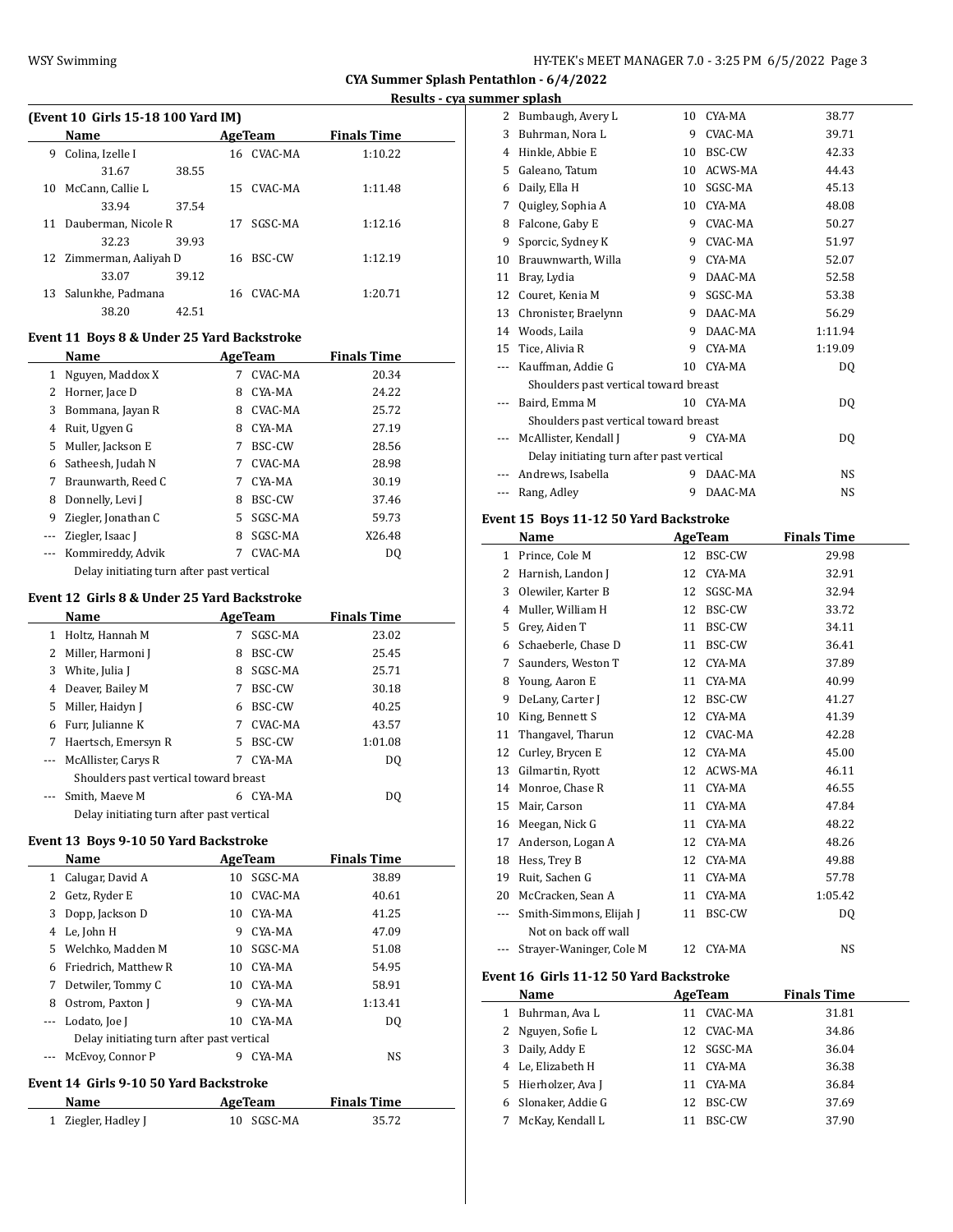CYA Summer Splash Pentathlon - 6/4/2022

Results - cya summer splash

### (Event 10 Girls 15-18 100 Yard IM)

| | Name | Age | Team | Finals Time |
|---|---|---|---|---|
| 9 | Colina, Izelle I | 16 | CVAC-MA | 1:10.22 |
| | 31.67 38.55 | | | |
| 10 | McCann, Callie L | 15 | CVAC-MA | 1:11.48 |
| | 33.94 37.54 | | | |
| 11 | Dauberman, Nicole R | 17 | SGSC-MA | 1:12.16 |
| | 32.23 39.93 | | | |
| 12 | Zimmerman, Aaliyah D | 16 | BSC-CW | 1:12.19 |
| | 33.07 39.12 | | | |
| 13 | Salunkhe, Padmana | 16 | CVAC-MA | 1:20.71 |
| | 38.20 42.51 | | | |

### Event 11 Boys 8 & Under 25 Yard Backstroke

| | Name | Age | Team | Finals Time |
|---|---|---|---|---|
| 1 | Nguyen, Maddox X | 7 | CVAC-MA | 20.34 |
| 2 | Horner, Jace D | 8 | CYA-MA | 24.22 |
| 3 | Bommana, Jayan R | 8 | CVAC-MA | 25.72 |
| 4 | Ruit, Ugyen G | 8 | CYA-MA | 27.19 |
| 5 | Muller, Jackson E | 7 | BSC-CW | 28.56 |
| 6 | Satheesh, Judah N | 7 | CVAC-MA | 28.98 |
| 7 | Braunwarth, Reed C | 7 | CYA-MA | 30.19 |
| 8 | Donnelly, Levi J | 8 | BSC-CW | 37.46 |
| 9 | Ziegler, Jonathan C | 5 | SGSC-MA | 59.73 |
| --- | Ziegler, Isaac J | 8 | SGSC-MA | X26.48 |
| --- | Kommireddy, Advik | 7 | CVAC-MA | DQ |
| | Delay initiating turn after past vertical | | | |

### Event 12 Girls 8 & Under 25 Yard Backstroke

| | Name | Age | Team | Finals Time |
|---|---|---|---|---|
| 1 | Holtz, Hannah M | 7 | SGSC-MA | 23.02 |
| 2 | Miller, Harmoni J | 8 | BSC-CW | 25.45 |
| 3 | White, Julia J | 8 | SGSC-MA | 25.71 |
| 4 | Deaver, Bailey M | 7 | BSC-CW | 30.18 |
| 5 | Miller, Haidyn J | 6 | BSC-CW | 40.25 |
| 6 | Furr, Julianne K | 7 | CVAC-MA | 43.57 |
| 7 | Haertsch, Emersyn R | 5 | BSC-CW | 1:01.08 |
| --- | McAllister, Carys R | 7 | CYA-MA | DQ |
| | Shoulders past vertical toward breast | | | |
| --- | Smith, Maeve M | 6 | CYA-MA | DQ |
| | Delay initiating turn after past vertical | | | |

### Event 13 Boys 9-10 50 Yard Backstroke

| | Name | Age | Team | Finals Time |
|---|---|---|---|---|
| 1 | Calugar, David A | 10 | SGSC-MA | 38.89 |
| 2 | Getz, Ryder E | 10 | CVAC-MA | 40.61 |
| 3 | Dopp, Jackson D | 10 | CYA-MA | 41.25 |
| 4 | Le, John H | 9 | CYA-MA | 47.09 |
| 5 | Welchko, Madden M | 10 | SGSC-MA | 51.08 |
| 6 | Friedrich, Matthew R | 10 | CYA-MA | 54.95 |
| 7 | Detwiler, Tommy C | 10 | CYA-MA | 58.91 |
| 8 | Ostrom, Paxton J | 9 | CYA-MA | 1:13.41 |
| --- | Lodato, Joe J | 10 | CYA-MA | DQ |
| | Delay initiating turn after past vertical | | | |
| --- | McEvoy, Connor P | 9 | CYA-MA | NS |

### Event 14 Girls 9-10 50 Yard Backstroke

| | Name | Age | Team | Finals Time |
|---|---|---|---|---|
| 1 | Ziegler, Hadley J | 10 | SGSC-MA | 35.72 |
| 2 | Bumbaugh, Avery L | 10 | CYA-MA | 38.77 |
| 3 | Buhrman, Nora L | 9 | CVAC-MA | 39.71 |
| 4 | Hinkle, Abbie E | 10 | BSC-CW | 42.33 |
| 5 | Galeano, Tatum | 10 | ACWS-MA | 44.43 |
| 6 | Daily, Ella H | 10 | SGSC-MA | 45.13 |
| 7 | Quigley, Sophia A | 10 | CYA-MA | 48.08 |
| 8 | Falcone, Gaby E | 9 | CVAC-MA | 50.27 |
| 9 | Sporcic, Sydney K | 9 | CVAC-MA | 51.97 |
| 10 | Brauwnwarth, Willa | 9 | CYA-MA | 52.07 |
| 11 | Bray, Lydia | 9 | DAAC-MA | 52.58 |
| 12 | Couret, Kenia M | 9 | SGSC-MA | 53.38 |
| 13 | Chronister, Braelynn | 9 | DAAC-MA | 56.29 |
| 14 | Woods, Laila | 9 | DAAC-MA | 1:11.94 |
| 15 | Tice, Alivia R | 9 | CYA-MA | 1:19.09 |
| --- | Kauffman, Addie G | 10 | CYA-MA | DQ |
| | Shoulders past vertical toward breast | | | |
| --- | Baird, Emma M | 10 | CYA-MA | DQ |
| | Shoulders past vertical toward breast | | | |
| --- | McAllister, Kendall J | 9 | CYA-MA | DQ |
| | Delay initiating turn after past vertical | | | |
| --- | Andrews, Isabella | 9 | DAAC-MA | NS |
| --- | Rang, Adley | 9 | DAAC-MA | NS |

### Event 15 Boys 11-12 50 Yard Backstroke

| | Name | Age | Team | Finals Time |
|---|---|---|---|---|
| 1 | Prince, Cole M | 12 | BSC-CW | 29.98 |
| 2 | Harnish, Landon J | 12 | CYA-MA | 32.91 |
| 3 | Olewiler, Karter B | 12 | SGSC-MA | 32.94 |
| 4 | Muller, William H | 12 | BSC-CW | 33.72 |
| 5 | Grey, Aiden T | 11 | BSC-CW | 34.11 |
| 6 | Schaeberle, Chase D | 11 | BSC-CW | 36.41 |
| 7 | Saunders, Weston T | 12 | CYA-MA | 37.89 |
| 8 | Young, Aaron E | 11 | CYA-MA | 40.99 |
| 9 | DeLany, Carter J | 12 | BSC-CW | 41.27 |
| 10 | King, Bennett S | 12 | CYA-MA | 41.39 |
| 11 | Thangavel, Tharun | 12 | CVAC-MA | 42.28 |
| 12 | Curley, Brycen E | 12 | CYA-MA | 45.00 |
| 13 | Gilmartin, Ryott | 12 | ACWS-MA | 46.11 |
| 14 | Monroe, Chase R | 11 | CYA-MA | 46.55 |
| 15 | Mair, Carson | 11 | CYA-MA | 47.84 |
| 16 | Meegan, Nick G | 11 | CYA-MA | 48.22 |
| 17 | Anderson, Logan A | 12 | CYA-MA | 48.26 |
| 18 | Hess, Trey B | 12 | CYA-MA | 49.88 |
| 19 | Ruit, Sachen G | 11 | CYA-MA | 57.78 |
| 20 | McCracken, Sean A | 11 | CYA-MA | 1:05.42 |
| --- | Smith-Simmons, Elijah J | 11 | BSC-CW | DQ |
| | Not on back off wall | | | |
| --- | Strayer-Waninger, Cole M | 12 | CYA-MA | NS |

### Event 16 Girls 11-12 50 Yard Backstroke

| | Name | Age | Team | Finals Time |
|---|---|---|---|---|
| 1 | Buhrman, Ava L | 11 | CVAC-MA | 31.81 |
| 2 | Nguyen, Sofie L | 12 | CVAC-MA | 34.86 |
| 3 | Daily, Addy E | 12 | SGSC-MA | 36.04 |
| 4 | Le, Elizabeth H | 11 | CYA-MA | 36.38 |
| 5 | Hierholzer, Ava J | 11 | CYA-MA | 36.84 |
| 6 | Slonaker, Addie G | 12 | BSC-CW | 37.69 |
| 7 | McKay, Kendall L | 11 | BSC-CW | 37.90 |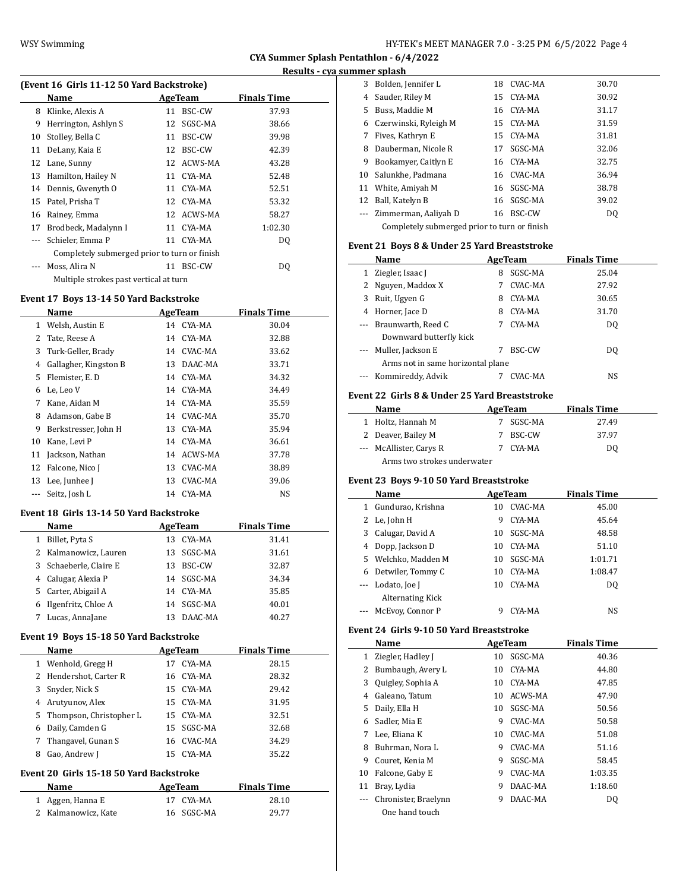## CYA Summer Splash Pentathlon - 6/4/2022

### Results - cya summer splash

#### (Event 16 Girls 11-12 50 Yard Backstroke)

| | Name | Age | Team | Finals Time |
|---|---|---|---|---|
| 8 | Klinke, Alexis A | 11 | BSC-CW | 37.93 |
| 9 | Herrington, Ashlyn S | 12 | SGSC-MA | 38.66 |
| 10 | Stolley, Bella C | 11 | BSC-CW | 39.98 |
| 11 | DeLany, Kaia E | 12 | BSC-CW | 42.39 |
| 12 | Lane, Sunny | 12 | ACWS-MA | 43.28 |
| 13 | Hamilton, Hailey N | 11 | CYA-MA | 52.48 |
| 14 | Dennis, Gwenyth O | 11 | CYA-MA | 52.51 |
| 15 | Patel, Prisha T | 12 | CYA-MA | 53.32 |
| 16 | Rainey, Emma | 12 | ACWS-MA | 58.27 |
| 17 | Brodbeck, Madalynn I | 11 | CYA-MA | 1:02.30 |
| --- | Schieler, Emma P | 11 | CYA-MA | DQ |
| | Completely submerged prior to turn or finish | | | |
| --- | Moss, Alira N | 11 | BSC-CW | DQ |
| | Multiple strokes past vertical at turn | | | |

#### Event 17 Boys 13-14 50 Yard Backstroke

| | Name | Age | Team | Finals Time |
|---|---|---|---|---|
| 1 | Welsh, Austin E | 14 | CYA-MA | 30.04 |
| 2 | Tate, Reese A | 14 | CYA-MA | 32.88 |
| 3 | Turk-Geller, Brady | 14 | CVAC-MA | 33.62 |
| 4 | Gallagher, Kingston B | 13 | DAAC-MA | 33.71 |
| 5 | Flemister, E. D | 14 | CYA-MA | 34.32 |
| 6 | Le, Leo V | 14 | CYA-MA | 34.49 |
| 7 | Kane, Aidan M | 14 | CYA-MA | 35.59 |
| 8 | Adamson, Gabe B | 14 | CVAC-MA | 35.70 |
| 9 | Berkstresser, John H | 13 | CYA-MA | 35.94 |
| 10 | Kane, Levi P | 14 | CYA-MA | 36.61 |
| 11 | Jackson, Nathan | 14 | ACWS-MA | 37.78 |
| 12 | Falcone, Nico J | 13 | CVAC-MA | 38.89 |
| 13 | Lee, Junhee J | 13 | CVAC-MA | 39.06 |
| --- | Seitz, Josh L | 14 | CYA-MA | NS |

#### Event 18 Girls 13-14 50 Yard Backstroke

| | Name | Age | Team | Finals Time |
|---|---|---|---|---|
| 1 | Billet, Pyta S | 13 | CYA-MA | 31.41 |
| 2 | Kalmanowicz, Lauren | 13 | SGSC-MA | 31.61 |
| 3 | Schaeberle, Claire E | 13 | BSC-CW | 32.87 |
| 4 | Calugar, Alexia P | 14 | SGSC-MA | 34.34 |
| 5 | Carter, Abigail A | 14 | CYA-MA | 35.85 |
| 6 | Ilgenfritz, Chloe A | 14 | SGSC-MA | 40.01 |
| 7 | Lucas, AnnaJane | 13 | DAAC-MA | 40.27 |

#### Event 19 Boys 15-18 50 Yard Backstroke

| | Name | Age | Team | Finals Time |
|---|---|---|---|---|
| 1 | Wenhold, Gregg H | 17 | CYA-MA | 28.15 |
| 2 | Hendershot, Carter R | 16 | CYA-MA | 28.32 |
| 3 | Snyder, Nick S | 15 | CYA-MA | 29.42 |
| 4 | Arutyunov, Alex | 15 | CYA-MA | 31.95 |
| 5 | Thompson, Christopher L | 15 | CYA-MA | 32.51 |
| 6 | Daily, Camden G | 15 | SGSC-MA | 32.68 |
| 7 | Thangavel, Gunan S | 16 | CVAC-MA | 34.29 |
| 8 | Gao, Andrew J | 15 | CYA-MA | 35.22 |

#### Event 20 Girls 15-18 50 Yard Backstroke

| | Name | Age | Team | Finals Time |
|---|---|---|---|---|
| 1 | Aggen, Hanna E | 17 | CYA-MA | 28.10 |
| 2 | Kalmanowicz, Kate | 16 | SGSC-MA | 29.77 |
| 3 | Bolden, Jennifer L | 18 | CVAC-MA | 30.70 |
| 4 | Sauder, Riley M | 15 | CYA-MA | 30.92 |
| 5 | Buss, Maddie M | 16 | CYA-MA | 31.17 |
| 6 | Czerwinski, Ryleigh M | 15 | CYA-MA | 31.59 |
| 7 | Fives, Kathryn E | 15 | CYA-MA | 31.81 |
| 8 | Dauberman, Nicole R | 17 | SGSC-MA | 32.06 |
| 9 | Bookamyer, Caitlyn E | 16 | CYA-MA | 32.75 |
| 10 | Salunkhe, Padmana | 16 | CVAC-MA | 36.94 |
| 11 | White, Amiyah M | 16 | SGSC-MA | 38.78 |
| 12 | Ball, Katelyn B | 16 | SGSC-MA | 39.02 |
| --- | Zimmerman, Aaliyah D | 16 | BSC-CW | DQ |
| | Completely submerged prior to turn or finish | | | |

#### Event 21 Boys 8 & Under 25 Yard Breaststroke

| | Name | Age | Team | Finals Time |
|---|---|---|---|---|
| 1 | Ziegler, Isaac J | 8 | SGSC-MA | 25.04 |
| 2 | Nguyen, Maddox X | 7 | CVAC-MA | 27.92 |
| 3 | Ruit, Ugyen G | 8 | CYA-MA | 30.65 |
| 4 | Horner, Jace D | 8 | CYA-MA | 31.70 |
| --- | Braunwarth, Reed C | 7 | CYA-MA | DQ |
| | Downward butterfly kick | | | |
| --- | Muller, Jackson E | 7 | BSC-CW | DQ |
| | Arms not in same horizontal plane | | | |
| --- | Kommireddy, Advik | 7 | CVAC-MA | NS |

#### Event 22 Girls 8 & Under 25 Yard Breaststroke

| | Name | Age | Team | Finals Time |
|---|---|---|---|---|
| 1 | Holtz, Hannah M | 7 | SGSC-MA | 27.49 |
| 2 | Deaver, Bailey M | 7 | BSC-CW | 37.97 |
| --- | McAllister, Carys R | 7 | CYA-MA | DQ |
| | Arms two strokes underwater | | | |

#### Event 23 Boys 9-10 50 Yard Breaststroke

| | Name | Age | Team | Finals Time |
|---|---|---|---|---|
| 1 | Gundurao, Krishna | 10 | CVAC-MA | 45.00 |
| 2 | Le, John H | 9 | CYA-MA | 45.64 |
| 3 | Calugar, David A | 10 | SGSC-MA | 48.58 |
| 4 | Dopp, Jackson D | 10 | CYA-MA | 51.10 |
| 5 | Welchko, Madden M | 10 | SGSC-MA | 1:01.71 |
| 6 | Detwiler, Tommy C | 10 | CYA-MA | 1:08.47 |
| --- | Lodato, Joe J | 10 | CYA-MA | DQ |
| | Alternating Kick | | | |
| --- | McEvoy, Connor P | 9 | CYA-MA | NS |

#### Event 24 Girls 9-10 50 Yard Breaststroke

| | Name | Age | Team | Finals Time |
|---|---|---|---|---|
| 1 | Ziegler, Hadley J | 10 | SGSC-MA | 40.36 |
| 2 | Bumbaugh, Avery L | 10 | CYA-MA | 44.80 |
| 3 | Quigley, Sophia A | 10 | CYA-MA | 47.85 |
| 4 | Galeano, Tatum | 10 | ACWS-MA | 47.90 |
| 5 | Daily, Ella H | 10 | SGSC-MA | 50.56 |
| 6 | Sadler, Mia E | 9 | CVAC-MA | 50.58 |
| 7 | Lee, Eliana K | 10 | CVAC-MA | 51.08 |
| 8 | Buhrman, Nora L | 9 | CVAC-MA | 51.16 |
| 9 | Couret, Kenia M | 9 | SGSC-MA | 58.45 |
| 10 | Falcone, Gaby E | 9 | CVAC-MA | 1:03.35 |
| 11 | Bray, Lydia | 9 | DAAC-MA | 1:18.60 |
| --- | Chronister, Braelynn | 9 | DAAC-MA | DQ |
| | One hand touch | | | |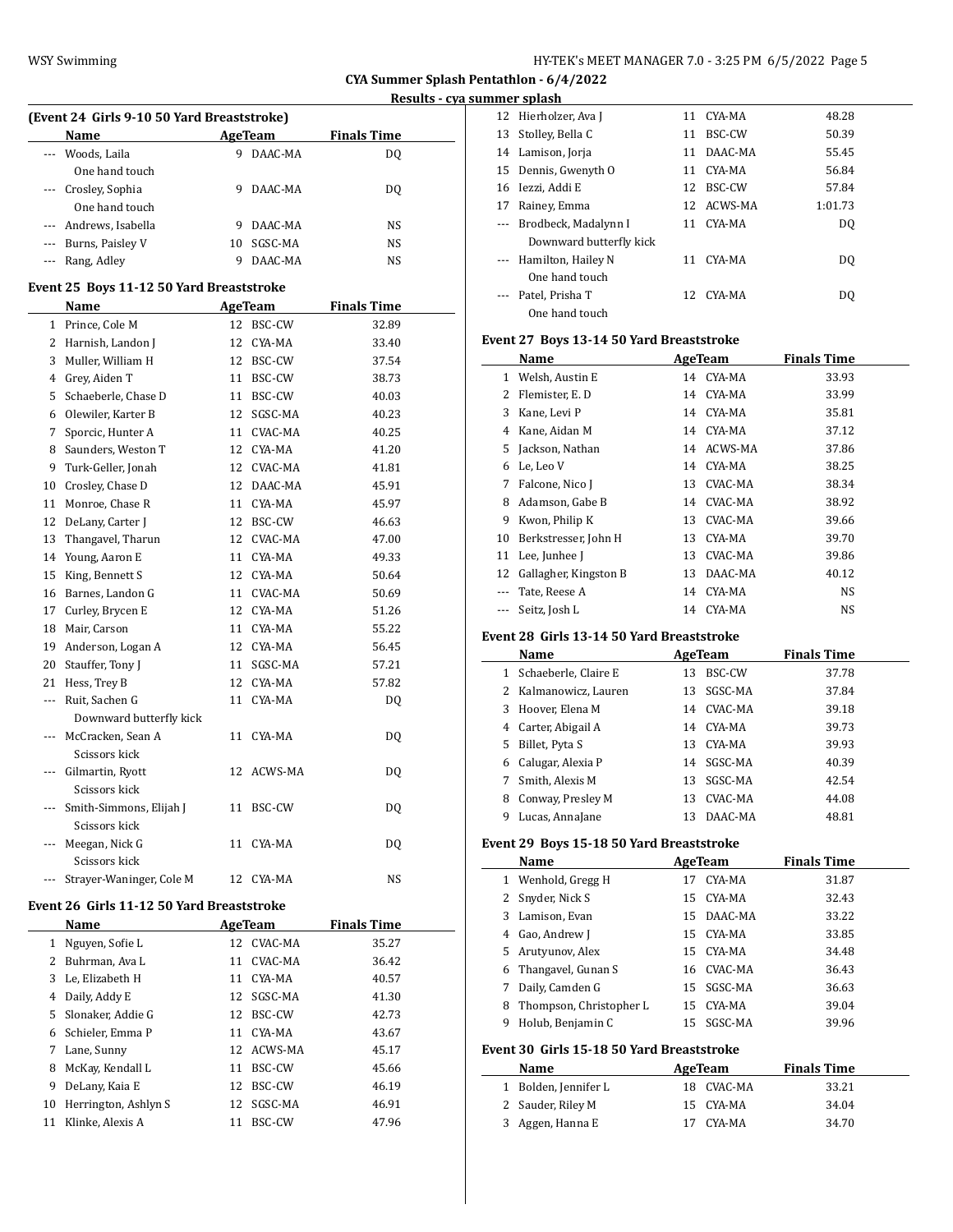**CYA Summer Splash Pentathlon - 6/4/2022**

**Results - cya summer splash**

### (Event 24 Girls 9-10 50 Yard Breaststroke)

| | Name | Age | Team | Finals Time |
|---|---|---|---|---|
| --- | Woods, Laila | 9 | DAAC-MA | DQ |
| | One hand touch | | | |
| --- | Crosley, Sophia | 9 | DAAC-MA | DQ |
| | One hand touch | | | |
| --- | Andrews, Isabella | 9 | DAAC-MA | NS |
| --- | Burns, Paisley V | 10 | SGSC-MA | NS |
| --- | Rang, Adley | 9 | DAAC-MA | NS |

### Event 25 Boys 11-12 50 Yard Breaststroke

| | Name | Age | Team | Finals Time |
|---|---|---|---|---|
| 1 | Prince, Cole M | 12 | BSC-CW | 32.89 |
| 2 | Harnish, Landon J | 12 | CYA-MA | 33.40 |
| 3 | Muller, William H | 12 | BSC-CW | 37.54 |
| 4 | Grey, Aiden T | 11 | BSC-CW | 38.73 |
| 5 | Schaeberle, Chase D | 11 | BSC-CW | 40.03 |
| 6 | Olewiler, Karter B | 12 | SGSC-MA | 40.23 |
| 7 | Sporcic, Hunter A | 11 | CVAC-MA | 40.25 |
| 8 | Saunders, Weston T | 12 | CYA-MA | 41.20 |
| 9 | Turk-Geller, Jonah | 12 | CVAC-MA | 41.81 |
| 10 | Crosley, Chase D | 12 | DAAC-MA | 45.91 |
| 11 | Monroe, Chase R | 11 | CYA-MA | 45.97 |
| 12 | DeLany, Carter J | 12 | BSC-CW | 46.63 |
| 13 | Thangavel, Tharun | 12 | CVAC-MA | 47.00 |
| 14 | Young, Aaron E | 11 | CYA-MA | 49.33 |
| 15 | King, Bennett S | 12 | CYA-MA | 50.64 |
| 16 | Barnes, Landon G | 11 | CVAC-MA | 50.69 |
| 17 | Curley, Brycen E | 12 | CYA-MA | 51.26 |
| 18 | Mair, Carson | 11 | CYA-MA | 55.22 |
| 19 | Anderson, Logan A | 12 | CYA-MA | 56.45 |
| 20 | Stauffer, Tony J | 11 | SGSC-MA | 57.21 |
| 21 | Hess, Trey B | 12 | CYA-MA | 57.82 |
| --- | Ruit, Sachen G | 11 | CYA-MA | DQ |
| | Downward butterfly kick | | | |
| --- | McCracken, Sean A | 11 | CYA-MA | DQ |
| | Scissors kick | | | |
| --- | Gilmartin, Ryott | 12 | ACWS-MA | DQ |
| | Scissors kick | | | |
| --- | Smith-Simmons, Elijah J | 11 | BSC-CW | DQ |
| | Scissors kick | | | |
| --- | Meegan, Nick G | 11 | CYA-MA | DQ |
| | Scissors kick | | | |
| --- | Strayer-Waninger, Cole M | 12 | CYA-MA | NS |

### Event 26 Girls 11-12 50 Yard Breaststroke

| | Name | Age | Team | Finals Time |
|---|---|---|---|---|
| 1 | Nguyen, Sofie L | 12 | CVAC-MA | 35.27 |
| 2 | Buhrman, Ava L | 11 | CVAC-MA | 36.42 |
| 3 | Le, Elizabeth H | 11 | CYA-MA | 40.57 |
| 4 | Daily, Addy E | 12 | SGSC-MA | 41.30 |
| 5 | Slonaker, Addie G | 12 | BSC-CW | 42.73 |
| 6 | Schieler, Emma P | 11 | CYA-MA | 43.67 |
| 7 | Lane, Sunny | 12 | ACWS-MA | 45.17 |
| 8 | McKay, Kendall L | 11 | BSC-CW | 45.66 |
| 9 | DeLany, Kaia E | 12 | BSC-CW | 46.19 |
| 10 | Herrington, Ashlyn S | 12 | SGSC-MA | 46.91 |
| 11 | Klinke, Alexis A | 11 | BSC-CW | 47.96 |
| 12 | Hierholzer, Ava J | 11 | CYA-MA | 48.28 |
| 13 | Stolley, Bella C | 11 | BSC-CW | 50.39 |
| 14 | Lamison, Jorja | 11 | DAAC-MA | 55.45 |
| 15 | Dennis, Gwenyth O | 11 | CYA-MA | 56.84 |
| 16 | Iezzi, Addi E | 12 | BSC-CW | 57.84 |
| 17 | Rainey, Emma | 12 | ACWS-MA | 1:01.73 |
| --- | Brodbeck, Madalynn I | 11 | CYA-MA | DQ |
| | Downward butterfly kick | | | |
| --- | Hamilton, Hailey N | 11 | CYA-MA | DQ |
| | One hand touch | | | |
| --- | Patel, Prisha T | 12 | CYA-MA | DQ |
| | One hand touch | | | |

### Event 27 Boys 13-14 50 Yard Breaststroke

| | Name | Age | Team | Finals Time |
|---|---|---|---|---|
| 1 | Welsh, Austin E | 14 | CYA-MA | 33.93 |
| 2 | Flemister, E. D | 14 | CYA-MA | 33.99 |
| 3 | Kane, Levi P | 14 | CYA-MA | 35.81 |
| 4 | Kane, Aidan M | 14 | CYA-MA | 37.12 |
| 5 | Jackson, Nathan | 14 | ACWS-MA | 37.86 |
| 6 | Le, Leo V | 14 | CYA-MA | 38.25 |
| 7 | Falcone, Nico J | 13 | CVAC-MA | 38.34 |
| 8 | Adamson, Gabe B | 14 | CVAC-MA | 38.92 |
| 9 | Kwon, Philip K | 13 | CVAC-MA | 39.66 |
| 10 | Berkstresser, John H | 13 | CYA-MA | 39.70 |
| 11 | Lee, Junhee J | 13 | CVAC-MA | 39.86 |
| 12 | Gallagher, Kingston B | 13 | DAAC-MA | 40.12 |
| --- | Tate, Reese A | 14 | CYA-MA | NS |
| --- | Seitz, Josh L | 14 | CYA-MA | NS |

### Event 28 Girls 13-14 50 Yard Breaststroke

| | Name | Age | Team | Finals Time |
|---|---|---|---|---|
| 1 | Schaeberle, Claire E | 13 | BSC-CW | 37.78 |
| 2 | Kalmanowicz, Lauren | 13 | SGSC-MA | 37.84 |
| 3 | Hoover, Elena M | 14 | CVAC-MA | 39.18 |
| 4 | Carter, Abigail A | 14 | CYA-MA | 39.73 |
| 5 | Billet, Pyta S | 13 | CYA-MA | 39.93 |
| 6 | Calugar, Alexia P | 14 | SGSC-MA | 40.39 |
| 7 | Smith, Alexis M | 13 | SGSC-MA | 42.54 |
| 8 | Conway, Presley M | 13 | CVAC-MA | 44.08 |
| 9 | Lucas, AnnaJane | 13 | DAAC-MA | 48.81 |

### Event 29 Boys 15-18 50 Yard Breaststroke

| | Name | Age | Team | Finals Time |
|---|---|---|---|---|
| 1 | Wenhold, Gregg H | 17 | CYA-MA | 31.87 |
| 2 | Snyder, Nick S | 15 | CYA-MA | 32.43 |
| 3 | Lamison, Evan | 15 | DAAC-MA | 33.22 |
| 4 | Gao, Andrew J | 15 | CYA-MA | 33.85 |
| 5 | Arutyunov, Alex | 15 | CYA-MA | 34.48 |
| 6 | Thangavel, Gunan S | 16 | CVAC-MA | 36.43 |
| 7 | Daily, Camden G | 15 | SGSC-MA | 36.63 |
| 8 | Thompson, Christopher L | 15 | CYA-MA | 39.04 |
| 9 | Holub, Benjamin C | 15 | SGSC-MA | 39.96 |

### Event 30 Girls 15-18 50 Yard Breaststroke

| | Name | Age | Team | Finals Time |
|---|---|---|---|---|
| 1 | Bolden, Jennifer L | 18 | CVAC-MA | 33.21 |
| 2 | Sauder, Riley M | 15 | CYA-MA | 34.04 |
| 3 | Aggen, Hanna E | 17 | CYA-MA | 34.70 |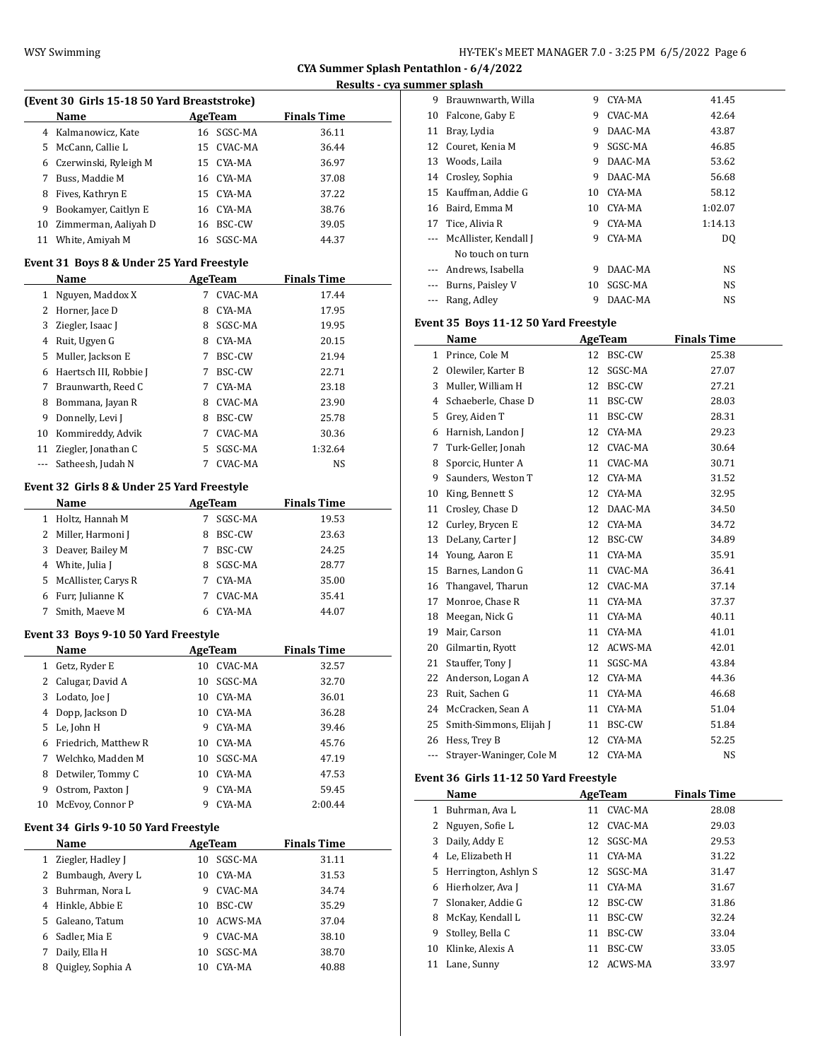## CYA Summer Splash Pentathlon - 6/4/2022

### Results - cya summer splash

#### (Event 30 Girls 15-18 50 Yard Breaststroke)

| | Name | Age | Team | Finals Time |
|---|---|---|---|---|
| 4 | Kalmanowicz, Kate | 16 | SGSC-MA | 36.11 |
| 5 | McCann, Callie L | 15 | CVAC-MA | 36.44 |
| 6 | Czerwinski, Ryleigh M | 15 | CYA-MA | 36.97 |
| 7 | Buss, Maddie M | 16 | CYA-MA | 37.08 |
| 8 | Fives, Kathryn E | 15 | CYA-MA | 37.22 |
| 9 | Bookamyer, Caitlyn E | 16 | CYA-MA | 38.76 |
| 10 | Zimmerman, Aaliyah D | 16 | BSC-CW | 39.05 |
| 11 | White, Amiyah M | 16 | SGSC-MA | 44.37 |

#### Event 31 Boys 8 & Under 25 Yard Freestyle

| | Name | Age | Team | Finals Time |
|---|---|---|---|---|
| 1 | Nguyen, Maddox X | 7 | CVAC-MA | 17.44 |
| 2 | Horner, Jace D | 8 | CYA-MA | 17.95 |
| 3 | Ziegler, Isaac J | 8 | SGSC-MA | 19.95 |
| 4 | Ruit, Ugyen G | 8 | CYA-MA | 20.15 |
| 5 | Muller, Jackson E | 7 | BSC-CW | 21.94 |
| 6 | Haertsch III, Robbie J | 7 | BSC-CW | 22.71 |
| 7 | Braunwarth, Reed C | 7 | CYA-MA | 23.18 |
| 8 | Bommana, Jayan R | 8 | CVAC-MA | 23.90 |
| 9 | Donnelly, Levi J | 8 | BSC-CW | 25.78 |
| 10 | Kommireddy, Advik | 7 | CVAC-MA | 30.36 |
| 11 | Ziegler, Jonathan C | 5 | SGSC-MA | 1:32.64 |
| --- | Satheesh, Judah N | 7 | CVAC-MA | NS |

#### Event 32 Girls 8 & Under 25 Yard Freestyle

| | Name | Age | Team | Finals Time |
|---|---|---|---|---|
| 1 | Holtz, Hannah M | 7 | SGSC-MA | 19.53 |
| 2 | Miller, Harmoni J | 8 | BSC-CW | 23.63 |
| 3 | Deaver, Bailey M | 7 | BSC-CW | 24.25 |
| 4 | White, Julia J | 8 | SGSC-MA | 28.77 |
| 5 | McAllister, Carys R | 7 | CYA-MA | 35.00 |
| 6 | Furr, Julianne K | 7 | CVAC-MA | 35.41 |
| 7 | Smith, Maeve M | 6 | CYA-MA | 44.07 |

#### Event 33 Boys 9-10 50 Yard Freestyle

| | Name | Age | Team | Finals Time |
|---|---|---|---|---|
| 1 | Getz, Ryder E | 10 | CVAC-MA | 32.57 |
| 2 | Calugar, David A | 10 | SGSC-MA | 32.70 |
| 3 | Lodato, Joe J | 10 | CYA-MA | 36.01 |
| 4 | Dopp, Jackson D | 10 | CYA-MA | 36.28 |
| 5 | Le, John H | 9 | CYA-MA | 39.46 |
| 6 | Friedrich, Matthew R | 10 | CYA-MA | 45.76 |
| 7 | Welchko, Madden M | 10 | SGSC-MA | 47.19 |
| 8 | Detwiler, Tommy C | 10 | CYA-MA | 47.53 |
| 9 | Ostrom, Paxton J | 9 | CYA-MA | 59.45 |
| 10 | McEvoy, Connor P | 9 | CYA-MA | 2:00.44 |

#### Event 34 Girls 9-10 50 Yard Freestyle

| | Name | Age | Team | Finals Time |
|---|---|---|---|---|
| 1 | Ziegler, Hadley J | 10 | SGSC-MA | 31.11 |
| 2 | Bumbaugh, Avery L | 10 | CYA-MA | 31.53 |
| 3 | Buhrman, Nora L | 9 | CVAC-MA | 34.74 |
| 4 | Hinkle, Abbie E | 10 | BSC-CW | 35.29 |
| 5 | Galeano, Tatum | 10 | ACWS-MA | 37.04 |
| 6 | Sadler, Mia E | 9 | CVAC-MA | 38.10 |
| 7 | Daily, Ella H | 10 | SGSC-MA | 38.70 |
| 8 | Quigley, Sophia A | 10 | CYA-MA | 40.88 |
| 9 | Brauwnwarth, Willa | 9 | CYA-MA | 41.45 |
| 10 | Falcone, Gaby E | 9 | CVAC-MA | 42.64 |
| 11 | Bray, Lydia | 9 | DAAC-MA | 43.87 |
| 12 | Couret, Kenia M | 9 | SGSC-MA | 46.85 |
| 13 | Woods, Laila | 9 | DAAC-MA | 53.62 |
| 14 | Crosley, Sophia | 9 | DAAC-MA | 56.68 |
| 15 | Kauffman, Addie G | 10 | CYA-MA | 58.12 |
| 16 | Baird, Emma M | 10 | CYA-MA | 1:02.07 |
| 17 | Tice, Alivia R | 9 | CYA-MA | 1:14.13 |
| --- | McAllister, Kendall J<br>No touch on turn | 9 | CYA-MA | DQ |
| --- | Andrews, Isabella | 9 | DAAC-MA | NS |
| --- | Burns, Paisley V | 10 | SGSC-MA | NS |
| --- | Rang, Adley | 9 | DAAC-MA | NS |

#### Event 35 Boys 11-12 50 Yard Freestyle

| | Name | Age | Team | Finals Time |
|---|---|---|---|---|
| 1 | Prince, Cole M | 12 | BSC-CW | 25.38 |
| 2 | Olewiler, Karter B | 12 | SGSC-MA | 27.07 |
| 3 | Muller, William H | 12 | BSC-CW | 27.21 |
| 4 | Schaeberle, Chase D | 11 | BSC-CW | 28.03 |
| 5 | Grey, Aiden T | 11 | BSC-CW | 28.31 |
| 6 | Harnish, Landon J | 12 | CYA-MA | 29.23 |
| 7 | Turk-Geller, Jonah | 12 | CVAC-MA | 30.64 |
| 8 | Sporcic, Hunter A | 11 | CVAC-MA | 30.71 |
| 9 | Saunders, Weston T | 12 | CYA-MA | 31.52 |
| 10 | King, Bennett S | 12 | CYA-MA | 32.95 |
| 11 | Crosley, Chase D | 12 | DAAC-MA | 34.50 |
| 12 | Curley, Brycen E | 12 | CYA-MA | 34.72 |
| 13 | DeLany, Carter J | 12 | BSC-CW | 34.89 |
| 14 | Young, Aaron E | 11 | CYA-MA | 35.91 |
| 15 | Barnes, Landon G | 11 | CVAC-MA | 36.41 |
| 16 | Thangavel, Tharun | 12 | CVAC-MA | 37.14 |
| 17 | Monroe, Chase R | 11 | CYA-MA | 37.37 |
| 18 | Meegan, Nick G | 11 | CYA-MA | 40.11 |
| 19 | Mair, Carson | 11 | CYA-MA | 41.01 |
| 20 | Gilmartin, Ryott | 12 | ACWS-MA | 42.01 |
| 21 | Stauffer, Tony J | 11 | SGSC-MA | 43.84 |
| 22 | Anderson, Logan A | 12 | CYA-MA | 44.36 |
| 23 | Ruit, Sachen G | 11 | CYA-MA | 46.68 |
| 24 | McCracken, Sean A | 11 | CYA-MA | 51.04 |
| 25 | Smith-Simmons, Elijah J | 11 | BSC-CW | 51.84 |
| 26 | Hess, Trey B | 12 | CYA-MA | 52.25 |
| --- | Strayer-Waninger, Cole M | 12 | CYA-MA | NS |

#### Event 36 Girls 11-12 50 Yard Freestyle

| | Name | Age | Team | Finals Time |
|---|---|---|---|---|
| 1 | Buhrman, Ava L | 11 | CVAC-MA | 28.08 |
| 2 | Nguyen, Sofie L | 12 | CVAC-MA | 29.03 |
| 3 | Daily, Addy E | 12 | SGSC-MA | 29.53 |
| 4 | Le, Elizabeth H | 11 | CYA-MA | 31.22 |
| 5 | Herrington, Ashlyn S | 12 | SGSC-MA | 31.47 |
| 6 | Hierholzer, Ava J | 11 | CYA-MA | 31.67 |
| 7 | Slonaker, Addie G | 12 | BSC-CW | 31.86 |
| 8 | McKay, Kendall L | 11 | BSC-CW | 32.24 |
| 9 | Stolley, Bella C | 11 | BSC-CW | 33.04 |
| 10 | Klinke, Alexis A | 11 | BSC-CW | 33.05 |
| 11 | Lane, Sunny | 12 | ACWS-MA | 33.97 |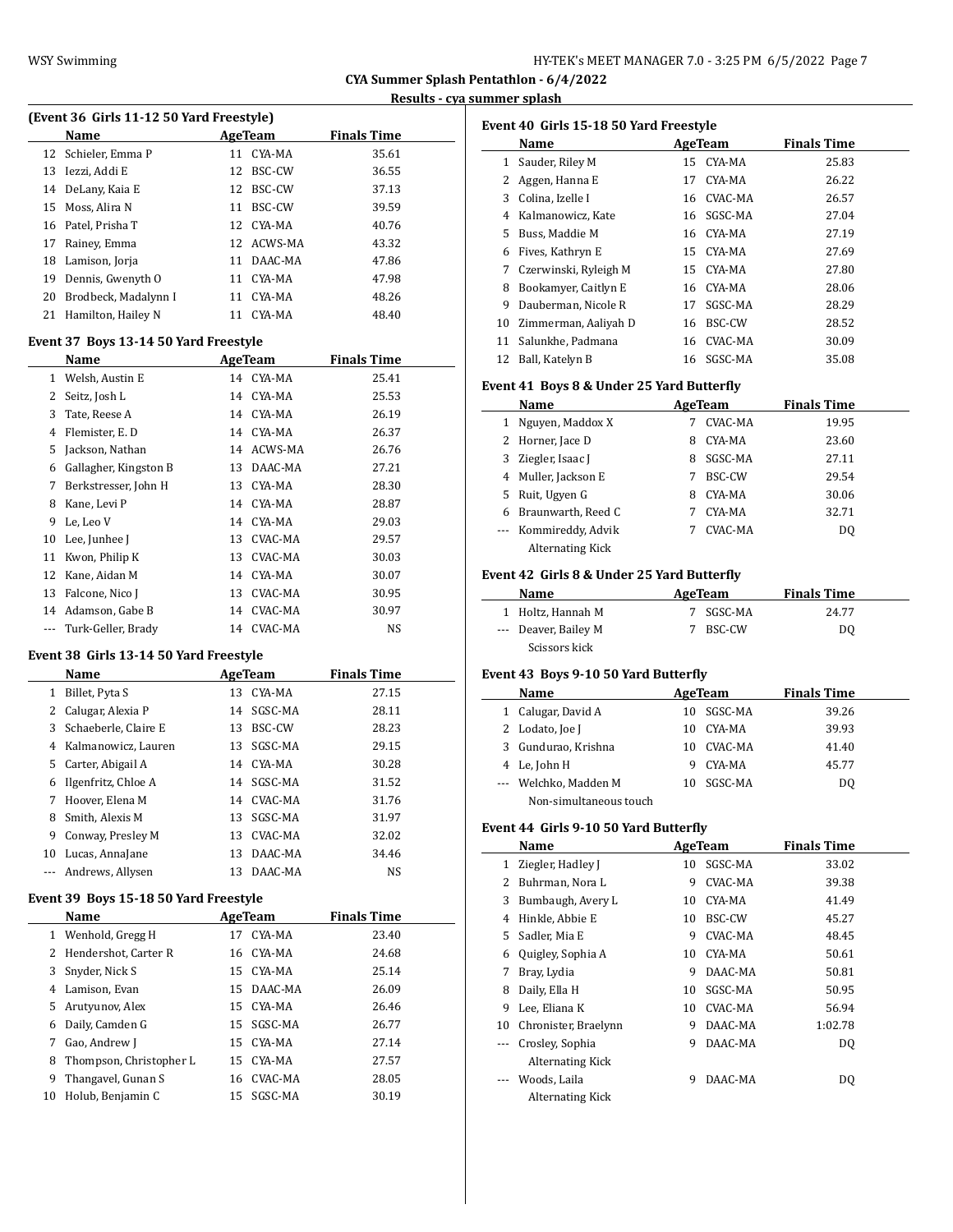## CYA Summer Splash Pentathlon - 6/4/2022

### Results - cya summer splash

### (Event 36 Girls 11-12 50 Yard Freestyle)

| | Name | Age | Team | Finals Time |
|---|---|---|---|---|
| 12 | Schieler, Emma P | 11 | CYA-MA | 35.61 |
| 13 | Iezzi, Addi E | 12 | BSC-CW | 36.55 |
| 14 | DeLany, Kaia E | 12 | BSC-CW | 37.13 |
| 15 | Moss, Alira N | 11 | BSC-CW | 39.59 |
| 16 | Patel, Prisha T | 12 | CYA-MA | 40.76 |
| 17 | Rainey, Emma | 12 | ACWS-MA | 43.32 |
| 18 | Lamison, Jorja | 11 | DAAC-MA | 47.86 |
| 19 | Dennis, Gwenyth O | 11 | CYA-MA | 47.98 |
| 20 | Brodbeck, Madalynn I | 11 | CYA-MA | 48.26 |
| 21 | Hamilton, Hailey N | 11 | CYA-MA | 48.40 |

### Event 37 Boys 13-14 50 Yard Freestyle

| | Name | Age | Team | Finals Time |
|---|---|---|---|---|
| 1 | Welsh, Austin E | 14 | CYA-MA | 25.41 |
| 2 | Seitz, Josh L | 14 | CYA-MA | 25.53 |
| 3 | Tate, Reese A | 14 | CYA-MA | 26.19 |
| 4 | Flemister, E. D | 14 | CYA-MA | 26.37 |
| 5 | Jackson, Nathan | 14 | ACWS-MA | 26.76 |
| 6 | Gallagher, Kingston B | 13 | DAAC-MA | 27.21 |
| 7 | Berkstresser, John H | 13 | CYA-MA | 28.30 |
| 8 | Kane, Levi P | 14 | CYA-MA | 28.87 |
| 9 | Le, Leo V | 14 | CYA-MA | 29.03 |
| 10 | Lee, Junhee J | 13 | CVAC-MA | 29.57 |
| 11 | Kwon, Philip K | 13 | CVAC-MA | 30.03 |
| 12 | Kane, Aidan M | 14 | CYA-MA | 30.07 |
| 13 | Falcone, Nico J | 13 | CVAC-MA | 30.95 |
| 14 | Adamson, Gabe B | 14 | CVAC-MA | 30.97 |
| --- | Turk-Geller, Brady | 14 | CVAC-MA | NS |

### Event 38 Girls 13-14 50 Yard Freestyle

| | Name | Age | Team | Finals Time |
|---|---|---|---|---|
| 1 | Billet, Pyta S | 13 | CYA-MA | 27.15 |
| 2 | Calugar, Alexia P | 14 | SGSC-MA | 28.11 |
| 3 | Schaeberle, Claire E | 13 | BSC-CW | 28.23 |
| 4 | Kalmanowicz, Lauren | 13 | SGSC-MA | 29.15 |
| 5 | Carter, Abigail A | 14 | CYA-MA | 30.28 |
| 6 | Ilgenfritz, Chloe A | 14 | SGSC-MA | 31.52 |
| 7 | Hoover, Elena M | 14 | CVAC-MA | 31.76 |
| 8 | Smith, Alexis M | 13 | SGSC-MA | 31.97 |
| 9 | Conway, Presley M | 13 | CVAC-MA | 32.02 |
| 10 | Lucas, AnnaJane | 13 | DAAC-MA | 34.46 |
| --- | Andrews, Allysen | 13 | DAAC-MA | NS |

### Event 39 Boys 15-18 50 Yard Freestyle

| | Name | Age | Team | Finals Time |
|---|---|---|---|---|
| 1 | Wenhold, Gregg H | 17 | CYA-MA | 23.40 |
| 2 | Hendershot, Carter R | 16 | CYA-MA | 24.68 |
| 3 | Snyder, Nick S | 15 | CYA-MA | 25.14 |
| 4 | Lamison, Evan | 15 | DAAC-MA | 26.09 |
| 5 | Arutyunov, Alex | 15 | CYA-MA | 26.46 |
| 6 | Daily, Camden G | 15 | SGSC-MA | 26.77 |
| 7 | Gao, Andrew J | 15 | CYA-MA | 27.14 |
| 8 | Thompson, Christopher L | 15 | CYA-MA | 27.57 |
| 9 | Thangavel, Gunan S | 16 | CVAC-MA | 28.05 |
| 10 | Holub, Benjamin C | 15 | SGSC-MA | 30.19 |

### Event 40 Girls 15-18 50 Yard Freestyle

| | Name | Age | Team | Finals Time |
|---|---|---|---|---|
| 1 | Sauder, Riley M | 15 | CYA-MA | 25.83 |
| 2 | Aggen, Hanna E | 17 | CYA-MA | 26.22 |
| 3 | Colina, Izelle I | 16 | CVAC-MA | 26.57 |
| 4 | Kalmanowicz, Kate | 16 | SGSC-MA | 27.04 |
| 5 | Buss, Maddie M | 16 | CYA-MA | 27.19 |
| 6 | Fives, Kathryn E | 15 | CYA-MA | 27.69 |
| 7 | Czerwinski, Ryleigh M | 15 | CYA-MA | 27.80 |
| 8 | Bookamyer, Caitlyn E | 16 | CYA-MA | 28.06 |
| 9 | Dauberman, Nicole R | 17 | SGSC-MA | 28.29 |
| 10 | Zimmerman, Aaliyah D | 16 | BSC-CW | 28.52 |
| 11 | Salunkhe, Padmana | 16 | CVAC-MA | 30.09 |
| 12 | Ball, Katelyn B | 16 | SGSC-MA | 35.08 |

### Event 41 Boys 8 & Under 25 Yard Butterfly

| | Name | Age | Team | Finals Time |
|---|---|---|---|---|
| 1 | Nguyen, Maddox X | 7 | CVAC-MA | 19.95 |
| 2 | Horner, Jace D | 8 | CYA-MA | 23.60 |
| 3 | Ziegler, Isaac J | 8 | SGSC-MA | 27.11 |
| 4 | Muller, Jackson E | 7 | BSC-CW | 29.54 |
| 5 | Ruit, Ugyen G | 8 | CYA-MA | 30.06 |
| 6 | Braunwarth, Reed C | 7 | CYA-MA | 32.71 |
| --- | Kommireddy, Advik | 7 | CVAC-MA | DQ |
| | Alternating Kick | | | |

### Event 42 Girls 8 & Under 25 Yard Butterfly

| | Name | Age | Team | Finals Time |
|---|---|---|---|---|
| 1 | Holtz, Hannah M | 7 | SGSC-MA | 24.77 |
| --- | Deaver, Bailey M | 7 | BSC-CW | DQ |
| | Scissors kick | | | |

### Event 43 Boys 9-10 50 Yard Butterfly

| | Name | Age | Team | Finals Time |
|---|---|---|---|---|
| 1 | Calugar, David A | 10 | SGSC-MA | 39.26 |
| 2 | Lodato, Joe J | 10 | CYA-MA | 39.93 |
| 3 | Gundurao, Krishna | 10 | CVAC-MA | 41.40 |
| 4 | Le, John H | 9 | CYA-MA | 45.77 |
| --- | Welchko, Madden M | 10 | SGSC-MA | DQ |
| | Non-simultaneous touch | | | |

### Event 44 Girls 9-10 50 Yard Butterfly

| | Name | Age | Team | Finals Time |
|---|---|---|---|---|
| 1 | Ziegler, Hadley J | 10 | SGSC-MA | 33.02 |
| 2 | Buhrman, Nora L | 9 | CVAC-MA | 39.38 |
| 3 | Bumbaugh, Avery L | 10 | CYA-MA | 41.49 |
| 4 | Hinkle, Abbie E | 10 | BSC-CW | 45.27 |
| 5 | Sadler, Mia E | 9 | CVAC-MA | 48.45 |
| 6 | Quigley, Sophia A | 10 | CYA-MA | 50.61 |
| 7 | Bray, Lydia | 9 | DAAC-MA | 50.81 |
| 8 | Daily, Ella H | 10 | SGSC-MA | 50.95 |
| 9 | Lee, Eliana K | 10 | CVAC-MA | 56.94 |
| 10 | Chronister, Braelynn | 9 | DAAC-MA | 1:02.78 |
| --- | Crosley, Sophia | 9 | DAAC-MA | DQ |
| | Alternating Kick | | | |
| --- | Woods, Laila | 9 | DAAC-MA | DQ |
| | Alternating Kick | | | |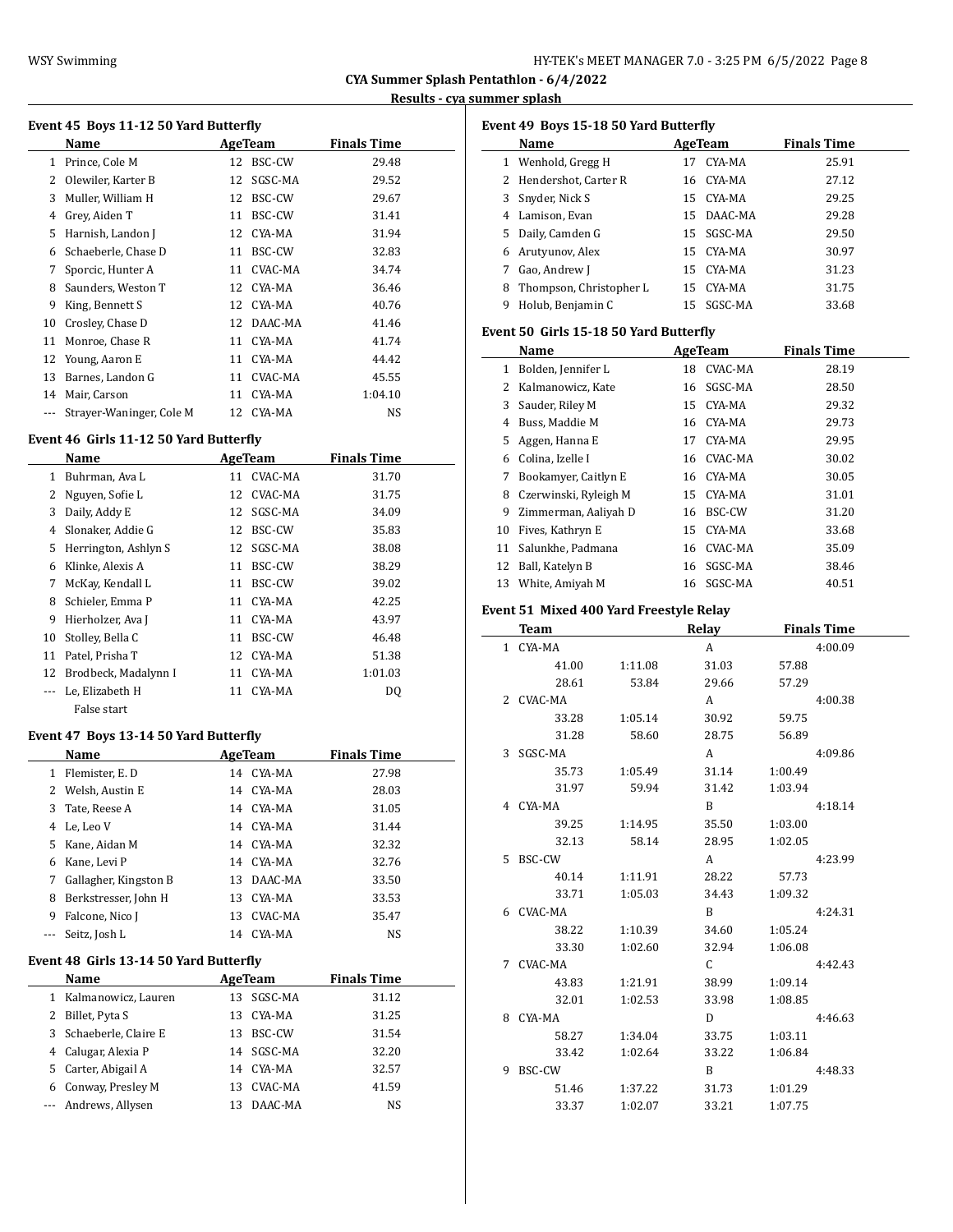**CYA Summer Splash Pentathlon - 6/4/2022**

**Results - cya summer splash**

### Event 45 Boys 11-12 50 Yard Butterfly

| | Name | Age | Team | Finals Time |
|---|---|---|---|---|
| 1 | Prince, Cole M | 12 | BSC-CW | 29.48 |
| 2 | Olewiler, Karter B | 12 | SGSC-MA | 29.52 |
| 3 | Muller, William H | 12 | BSC-CW | 29.67 |
| 4 | Grey, Aiden T | 11 | BSC-CW | 31.41 |
| 5 | Harnish, Landon J | 12 | CYA-MA | 31.94 |
| 6 | Schaeberle, Chase D | 11 | BSC-CW | 32.83 |
| 7 | Sporcic, Hunter A | 11 | CVAC-MA | 34.74 |
| 8 | Saunders, Weston T | 12 | CYA-MA | 36.46 |
| 9 | King, Bennett S | 12 | CYA-MA | 40.76 |
| 10 | Crosley, Chase D | 12 | DAAC-MA | 41.46 |
| 11 | Monroe, Chase R | 11 | CYA-MA | 41.74 |
| 12 | Young, Aaron E | 11 | CYA-MA | 44.42 |
| 13 | Barnes, Landon G | 11 | CVAC-MA | 45.55 |
| 14 | Mair, Carson | 11 | CYA-MA | 1:04.10 |
| --- | Strayer-Waninger, Cole M | 12 | CYA-MA | NS |

### Event 46 Girls 11-12 50 Yard Butterfly

| | Name | Age | Team | Finals Time |
|---|---|---|---|---|
| 1 | Buhrman, Ava L | 11 | CVAC-MA | 31.70 |
| 2 | Nguyen, Sofie L | 12 | CVAC-MA | 31.75 |
| 3 | Daily, Addy E | 12 | SGSC-MA | 34.09 |
| 4 | Slonaker, Addie G | 12 | BSC-CW | 35.83 |
| 5 | Herrington, Ashlyn S | 12 | SGSC-MA | 38.08 |
| 6 | Klinke, Alexis A | 11 | BSC-CW | 38.29 |
| 7 | McKay, Kendall L | 11 | BSC-CW | 39.02 |
| 8 | Schieler, Emma P | 11 | CYA-MA | 42.25 |
| 9 | Hierholzer, Ava J | 11 | CYA-MA | 43.97 |
| 10 | Stolley, Bella C | 11 | BSC-CW | 46.48 |
| 11 | Patel, Prisha T | 12 | CYA-MA | 51.38 |
| 12 | Brodbeck, Madalynn I | 11 | CYA-MA | 1:01.03 |
| --- | Le, Elizabeth H | 11 | CYA-MA | DQ |
| | False start | | | |

### Event 47 Boys 13-14 50 Yard Butterfly

| | Name | Age | Team | Finals Time |
|---|---|---|---|---|
| 1 | Flemister, E. D | 14 | CYA-MA | 27.98 |
| 2 | Welsh, Austin E | 14 | CYA-MA | 28.03 |
| 3 | Tate, Reese A | 14 | CYA-MA | 31.05 |
| 4 | Le, Leo V | 14 | CYA-MA | 31.44 |
| 5 | Kane, Aidan M | 14 | CYA-MA | 32.32 |
| 6 | Kane, Levi P | 14 | CYA-MA | 32.76 |
| 7 | Gallagher, Kingston B | 13 | DAAC-MA | 33.50 |
| 8 | Berkstresser, John H | 13 | CYA-MA | 33.53 |
| 9 | Falcone, Nico J | 13 | CVAC-MA | 35.47 |
| --- | Seitz, Josh L | 14 | CYA-MA | NS |

### Event 48 Girls 13-14 50 Yard Butterfly

| | Name | Age | Team | Finals Time |
|---|---|---|---|---|
| 1 | Kalmanowicz, Lauren | 13 | SGSC-MA | 31.12 |
| 2 | Billet, Pyta S | 13 | CYA-MA | 31.25 |
| 3 | Schaeberle, Claire E | 13 | BSC-CW | 31.54 |
| 4 | Calugar, Alexia P | 14 | SGSC-MA | 32.20 |
| 5 | Carter, Abigail A | 14 | CYA-MA | 32.57 |
| 6 | Conway, Presley M | 13 | CVAC-MA | 41.59 |
| --- | Andrews, Allysen | 13 | DAAC-MA | NS |

### Event 49 Boys 15-18 50 Yard Butterfly

| | Name | Age | Team | Finals Time |
|---|---|---|---|---|
| 1 | Wenhold, Gregg H | 17 | CYA-MA | 25.91 |
| 2 | Hendershot, Carter R | 16 | CYA-MA | 27.12 |
| 3 | Snyder, Nick S | 15 | CYA-MA | 29.25 |
| 4 | Lamison, Evan | 15 | DAAC-MA | 29.28 |
| 5 | Daily, Camden G | 15 | SGSC-MA | 29.50 |
| 6 | Arutyunov, Alex | 15 | CYA-MA | 30.97 |
| 7 | Gao, Andrew J | 15 | CYA-MA | 31.23 |
| 8 | Thompson, Christopher L | 15 | CYA-MA | 31.75 |
| 9 | Holub, Benjamin C | 15 | SGSC-MA | 33.68 |

### Event 50 Girls 15-18 50 Yard Butterfly

| | Name | Age | Team | Finals Time |
|---|---|---|---|---|
| 1 | Bolden, Jennifer L | 18 | CVAC-MA | 28.19 |
| 2 | Kalmanowicz, Kate | 16 | SGSC-MA | 28.50 |
| 3 | Sauder, Riley M | 15 | CYA-MA | 29.32 |
| 4 | Buss, Maddie M | 16 | CYA-MA | 29.73 |
| 5 | Aggen, Hanna E | 17 | CYA-MA | 29.95 |
| 6 | Colina, Izelle I | 16 | CVAC-MA | 30.02 |
| 7 | Bookamyer, Caitlyn E | 16 | CYA-MA | 30.05 |
| 8 | Czerwinski, Ryleigh M | 15 | CYA-MA | 31.01 |
| 9 | Zimmerman, Aaliyah D | 16 | BSC-CW | 31.20 |
| 10 | Fives, Kathryn E | 15 | CYA-MA | 33.68 |
| 11 | Salunkhe, Padmana | 16 | CVAC-MA | 35.09 |
| 12 | Ball, Katelyn B | 16 | SGSC-MA | 38.46 |
| 13 | White, Amiyah M | 16 | SGSC-MA | 40.51 |

### Event 51 Mixed 400 Yard Freestyle Relay

| | Team | | Relay | | Finals Time |
|---|---|---|---|---|---|
| 1 | CYA-MA | | A | | 4:00.09 |
| | 41.00 | 1:11.08 | 31.03 | 57.88 | |
| | 28.61 | 53.84 | 29.66 | 57.29 | |
| 2 | CVAC-MA | | A | | 4:00.38 |
| | 33.28 | 1:05.14 | 30.92 | 59.75 | |
| | 31.28 | 58.60 | 28.75 | 56.89 | |
| 3 | SGSC-MA | | A | | 4:09.86 |
| | 35.73 | 1:05.49 | 31.14 | 1:00.49 | |
| | 31.97 | 59.94 | 31.42 | 1:03.94 | |
| 4 | CYA-MA | | B | | 4:18.14 |
| | 39.25 | 1:14.95 | 35.50 | 1:03.00 | |
| | 32.13 | 58.14 | 28.95 | 1:02.05 | |
| 5 | BSC-CW | | A | | 4:23.99 |
| | 40.14 | 1:11.91 | 28.22 | 57.73 | |
| | 33.71 | 1:05.03 | 34.43 | 1:09.32 | |
| 6 | CVAC-MA | | B | | 4:24.31 |
| | 38.22 | 1:10.39 | 34.60 | 1:05.24 | |
| | 33.30 | 1:02.60 | 32.94 | 1:06.08 | |
| 7 | CVAC-MA | | C | | 4:42.43 |
| | 43.83 | 1:21.91 | 38.99 | 1:09.14 | |
| | 32.01 | 1:02.53 | 33.98 | 1:08.85 | |
| 8 | CYA-MA | | D | | 4:46.63 |
| | 58.27 | 1:34.04 | 33.75 | 1:03.11 | |
| | 33.42 | 1:02.64 | 33.22 | 1:06.84 | |
| 9 | BSC-CW | | B | | 4:48.33 |
| | 51.46 | 1:37.22 | 31.73 | 1:01.29 | |
| | 33.37 | 1:02.07 | 33.21 | 1:07.75 | |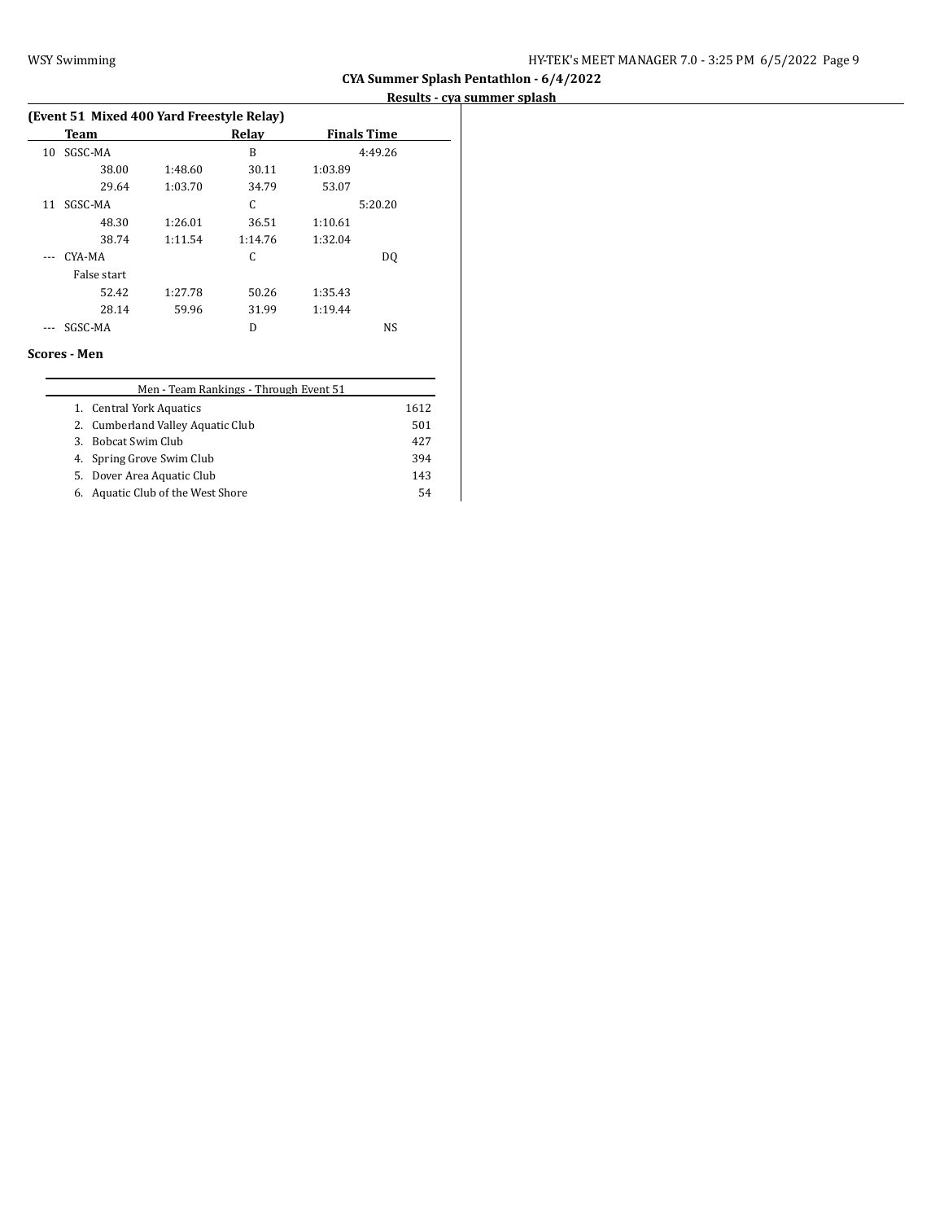**(Event 51 Mixed 400 Yard Freestyle Relay)**

| | Team | | Relay | | Finals Time |
|---|---|---|---|---|---|
| 10 | SGSC-MA | | B | | 4:49.26 |
| | 38.00 | 1:48.60 | 30.11 | 1:03.89 | |
| | 29.64 | 1:03.70 | 34.79 | 53.07 | |
| 11 | SGSC-MA | | C | | 5:20.20 |
| | 48.30 | 1:26.01 | 36.51 | 1:10.61 | |
| | 38.74 | 1:11.54 | 1:14.76 | 1:32.04 | |
| --- | CYA-MA | | C | | DQ |
| | False start | | | | |
| | 52.42 | 1:27.78 | 50.26 | 1:35.43 | |
| | 28.14 | 59.96 | 31.99 | 1:19.44 | |
| --- | SGSC-MA | | D | | NS |

**Scores - Men**

| Men - Team Rankings - Through Event 51 | |
|---|---|
| 1. Central York Aquatics | 1612 |
| 2. Cumberland Valley Aquatic Club | 501 |
| 3. Bobcat Swim Club | 427 |
| 4. Spring Grove Swim Club | 394 |
| 5. Dover Area Aquatic Club | 143 |
| 6. Aquatic Club of the West Shore | 54 |